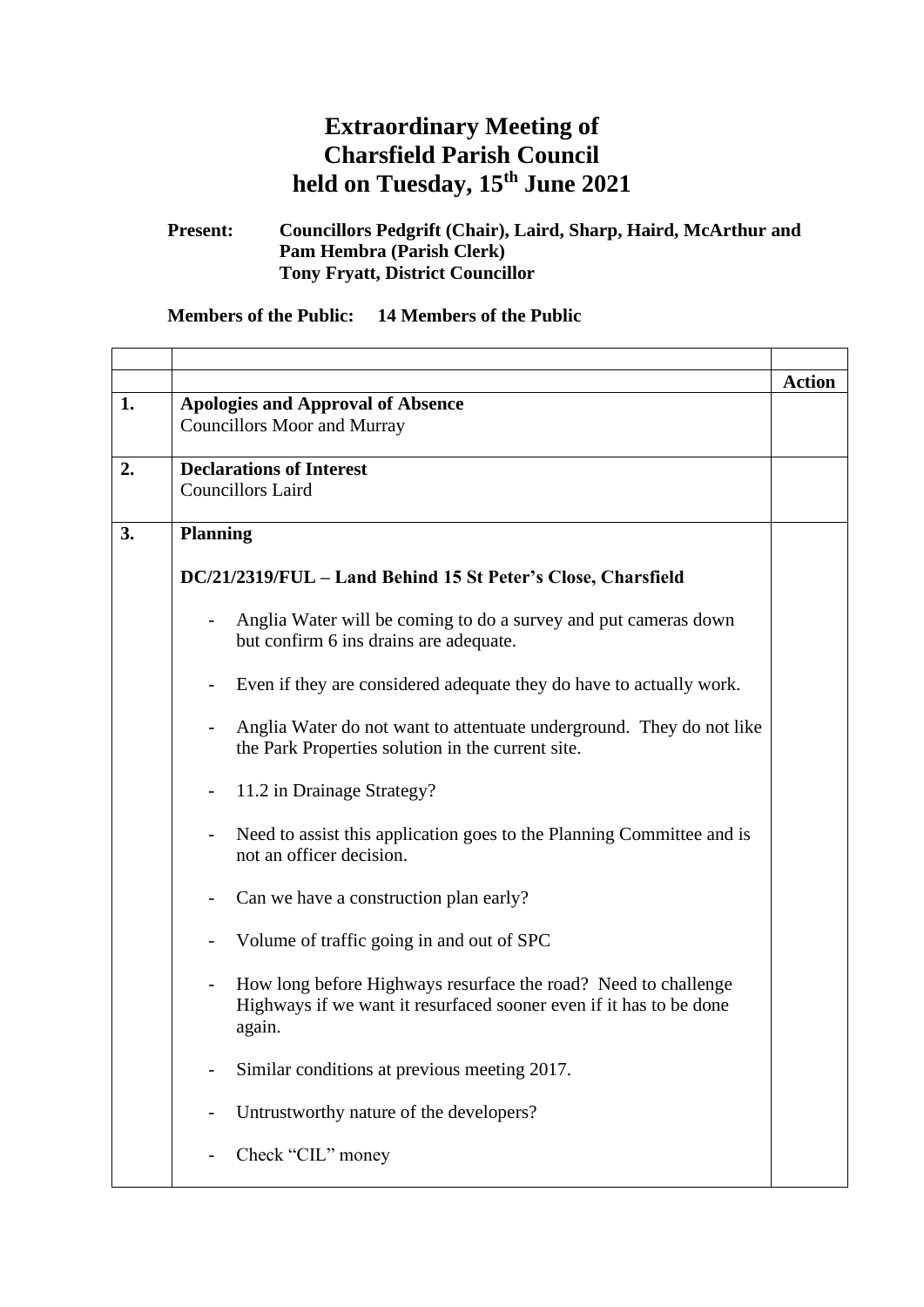# Extraordinary Meeting of Charsfield Parish Council held on Tuesday, 15th June 2021

**Present:** **Councillors Pedgrift (Chair), Laird, Sharp, Haird, McArthur and Pam Hembra (Parish Clerk)**
**Tony Fryatt, District Councillor**

**Members of the Public:** **14 Members of the Public**

| | | |
|---|---|---|
| | | **Action** |
| **1.** | **Apologies and Approval of Absence**<br>Councillors Moor and Murray | |
| **2.** | **Declarations of Interest**<br>Councillors Laird | |
| **3.** | **Planning**<br><br>**DC/21/2319/FUL – Land Behind 15 St Peter's Close, Charsfield**<br><br>- Anglia Water will be coming to do a survey and put cameras down but confirm 6 ins drains are adequate.<br>- Even if they are considered adequate they do have to actually work.<br>- Anglia Water do not want to attentuate underground. They do not like the Park Properties solution in the current site.<br>- 11.2 in Drainage Strategy?<br>- Need to assist this application goes to the Planning Committee and is not an officer decision.<br>- Can we have a construction plan early?<br>- Volume of traffic going in and out of SPC<br>- How long before Highways resurface the road? Need to challenge Highways if we want it resurfaced sooner even if it has to be done again.<br>- Similar conditions at previous meeting 2017.<br>- Untrustworthy nature of the developers?<br>- Check "CIL" money | |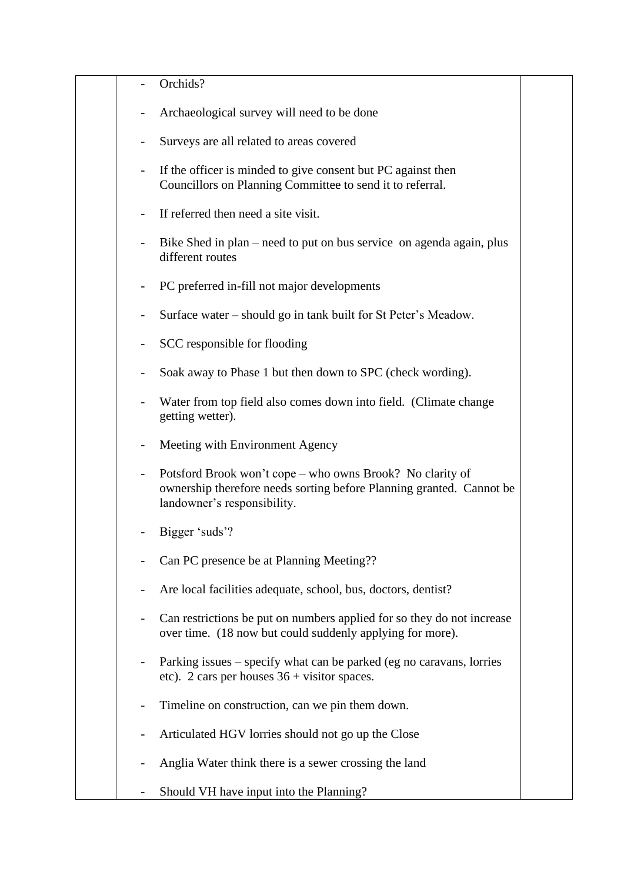- Orchids?
- Archaeological survey will need to be done
- Surveys are all related to areas covered
- If the officer is minded to give consent but PC against then Councillors on Planning Committee to send it to referral.
- If referred then need a site visit.
- Bike Shed in plan – need to put on bus service on agenda again, plus different routes
- PC preferred in-fill not major developments
- Surface water – should go in tank built for St Peter's Meadow.
- SCC responsible for flooding
- Soak away to Phase 1 but then down to SPC (check wording).
- Water from top field also comes down into field. (Climate change getting wetter).
- Meeting with Environment Agency
- Potsford Brook won't cope – who owns Brook? No clarity of ownership therefore needs sorting before Planning granted. Cannot be landowner's responsibility.
- Bigger 'suds'?
- Can PC presence be at Planning Meeting??
- Are local facilities adequate, school, bus, doctors, dentist?
- Can restrictions be put on numbers applied for so they do not increase over time. (18 now but could suddenly applying for more).
- Parking issues – specify what can be parked (eg no caravans, lorries etc). 2 cars per houses 36 + visitor spaces.
- Timeline on construction, can we pin them down.
- Articulated HGV lorries should not go up the Close
- Anglia Water think there is a sewer crossing the land
- Should VH have input into the Planning?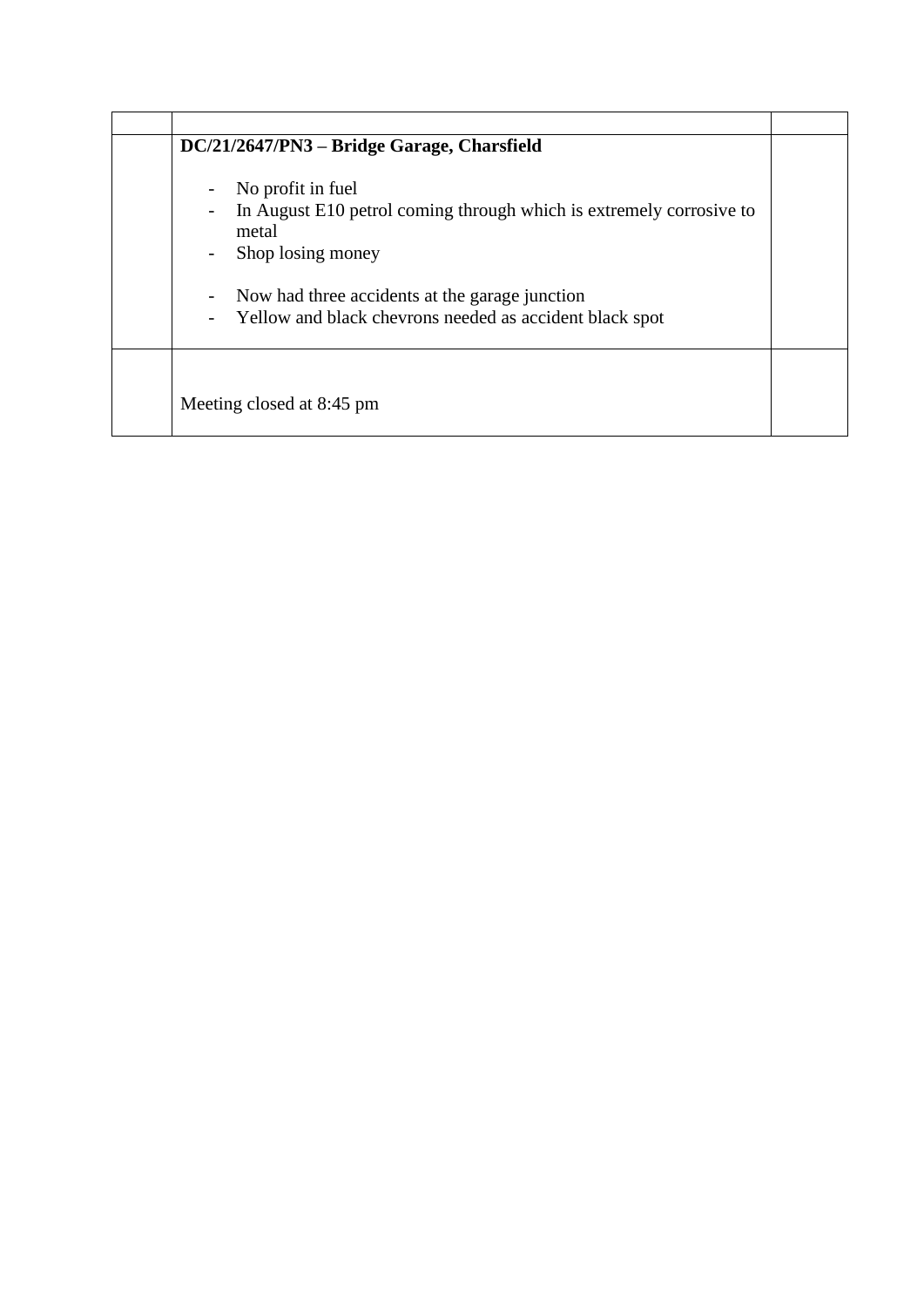| | | |
|---|---|---|
| | **DC/21/2647/PN3 – Bridge Garage, Charsfield**<br><br>- No profit in fuel<br>- In August E10 petrol coming through which is extremely corrosive to metal<br>- Shop losing money<br><br>- Now had three accidents at the garage junction<br>- Yellow and black chevrons needed as accident black spot | |
| | Meeting closed at 8:45 pm | |